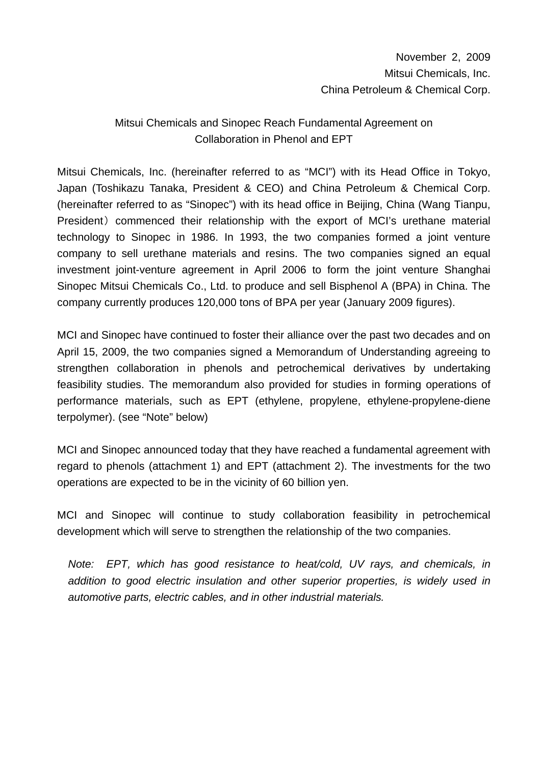November 2, 2009
Mitsui Chemicals, Inc.
China Petroleum & Chemical Corp.

# Mitsui Chemicals and Sinopec Reach Fundamental Agreement on Collaboration in Phenol and EPT

Mitsui Chemicals, Inc. (hereinafter referred to as "MCI") with its Head Office in Tokyo, Japan (Toshikazu Tanaka, President & CEO) and China Petroleum & Chemical Corp. (hereinafter referred to as "Sinopec") with its head office in Beijing, China (Wang Tianpu, President）commenced their relationship with the export of MCI's urethane material technology to Sinopec in 1986. In 1993, the two companies formed a joint venture company to sell urethane materials and resins. The two companies signed an equal investment joint-venture agreement in April 2006 to form the joint venture Shanghai Sinopec Mitsui Chemicals Co., Ltd. to produce and sell Bisphenol A (BPA) in China. The company currently produces 120,000 tons of BPA per year (January 2009 figures).

MCI and Sinopec have continued to foster their alliance over the past two decades and on April 15, 2009, the two companies signed a Memorandum of Understanding agreeing to strengthen collaboration in phenols and petrochemical derivatives by undertaking feasibility studies. The memorandum also provided for studies in forming operations of performance materials, such as EPT (ethylene, propylene, ethylene-propylene-diene terpolymer). (see "Note" below)

MCI and Sinopec announced today that they have reached a fundamental agreement with regard to phenols (attachment 1) and EPT (attachment 2). The investments for the two operations are expected to be in the vicinity of 60 billion yen.

MCI and Sinopec will continue to study collaboration feasibility in petrochemical development which will serve to strengthen the relationship of the two companies.

*Note: EPT, which has good resistance to heat/cold, UV rays, and chemicals, in addition to good electric insulation and other superior properties, is widely used in automotive parts, electric cables, and in other industrial materials.*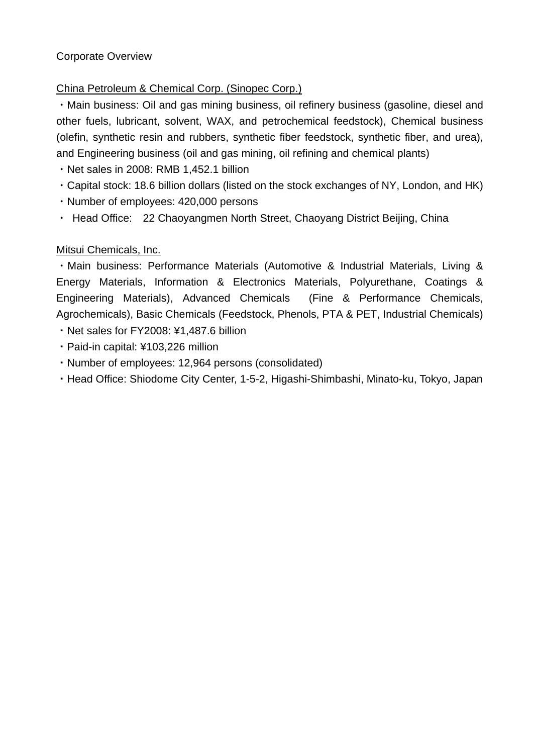Corporate Overview

China Petroleum & Chemical Corp. (Sinopec Corp.)

- Main business: Oil and gas mining business, oil refinery business (gasoline, diesel and other fuels, lubricant, solvent, WAX, and petrochemical feedstock), Chemical business (olefin, synthetic resin and rubbers, synthetic fiber feedstock, synthetic fiber, and urea), and Engineering business (oil and gas mining, oil refining and chemical plants)
- Net sales in 2008: RMB 1,452.1 billion
- Capital stock: 18.6 billion dollars (listed on the stock exchanges of NY, London, and HK)
- Number of employees: 420,000 persons
- Head Office: 22 Chaoyangmen North Street, Chaoyang District Beijing, China

Mitsui Chemicals, Inc.

- Main business: Performance Materials (Automotive & Industrial Materials, Living & Energy Materials, Information & Electronics Materials, Polyurethane, Coatings & Engineering Materials), Advanced Chemicals (Fine & Performance Chemicals, Agrochemicals), Basic Chemicals (Feedstock, Phenols, PTA & PET, Industrial Chemicals)
- Net sales for FY2008: ¥1,487.6 billion
- Paid-in capital: ¥103,226 million
- Number of employees: 12,964 persons (consolidated)
- Head Office: Shiodome City Center, 1-5-2, Higashi-Shimbashi, Minato-ku, Tokyo, Japan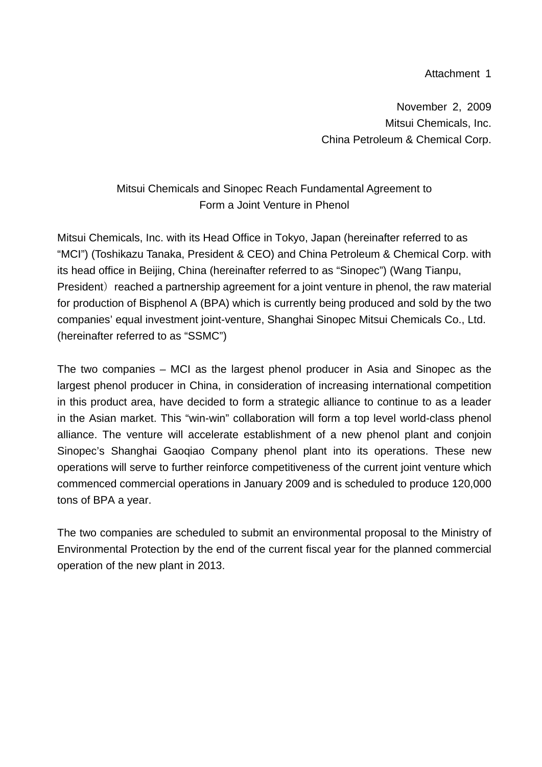Attachment 1

November 2, 2009
Mitsui Chemicals, Inc.
China Petroleum & Chemical Corp.

# Mitsui Chemicals and Sinopec Reach Fundamental Agreement to Form a Joint Venture in Phenol

Mitsui Chemicals, Inc. with its Head Office in Tokyo, Japan (hereinafter referred to as "MCI") (Toshikazu Tanaka, President & CEO) and China Petroleum & Chemical Corp. with its head office in Beijing, China (hereinafter referred to as "Sinopec") (Wang Tianpu, President） reached a partnership agreement for a joint venture in phenol, the raw material for production of Bisphenol A (BPA) which is currently being produced and sold by the two companies' equal investment joint-venture, Shanghai Sinopec Mitsui Chemicals Co., Ltd. (hereinafter referred to as "SSMC")

The two companies – MCI as the largest phenol producer in Asia and Sinopec as the largest phenol producer in China, in consideration of increasing international competition in this product area, have decided to form a strategic alliance to continue to as a leader in the Asian market. This "win-win" collaboration will form a top level world-class phenol alliance. The venture will accelerate establishment of a new phenol plant and conjoin Sinopec's Shanghai Gaoqiao Company phenol plant into its operations. These new operations will serve to further reinforce competitiveness of the current joint venture which commenced commercial operations in January 2009 and is scheduled to produce 120,000 tons of BPA a year.

The two companies are scheduled to submit an environmental proposal to the Ministry of Environmental Protection by the end of the current fiscal year for the planned commercial operation of the new plant in 2013.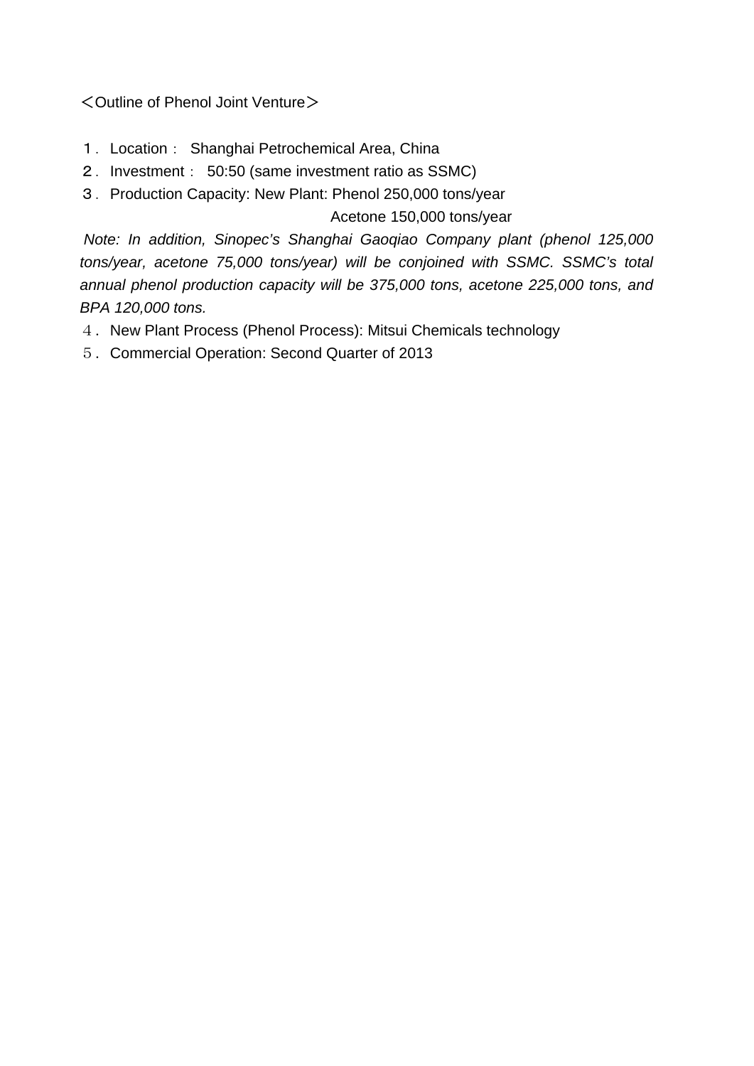＜Outline of Phenol Joint Venture＞

１. Location： Shanghai Petrochemical Area, China
２. Investment： 50:50 (same investment ratio as SSMC)
３. Production Capacity: New Plant: Phenol 250,000 tons/year
Acetone 150,000 tons/year

*Note: In addition, Sinopec's Shanghai Gaoqiao Company plant (phenol 125,000 tons/year, acetone 75,000 tons/year) will be conjoined with SSMC. SSMC's total annual phenol production capacity will be 375,000 tons, acetone 225,000 tons, and BPA 120,000 tons.*

４. New Plant Process (Phenol Process): Mitsui Chemicals technology
５. Commercial Operation: Second Quarter of 2013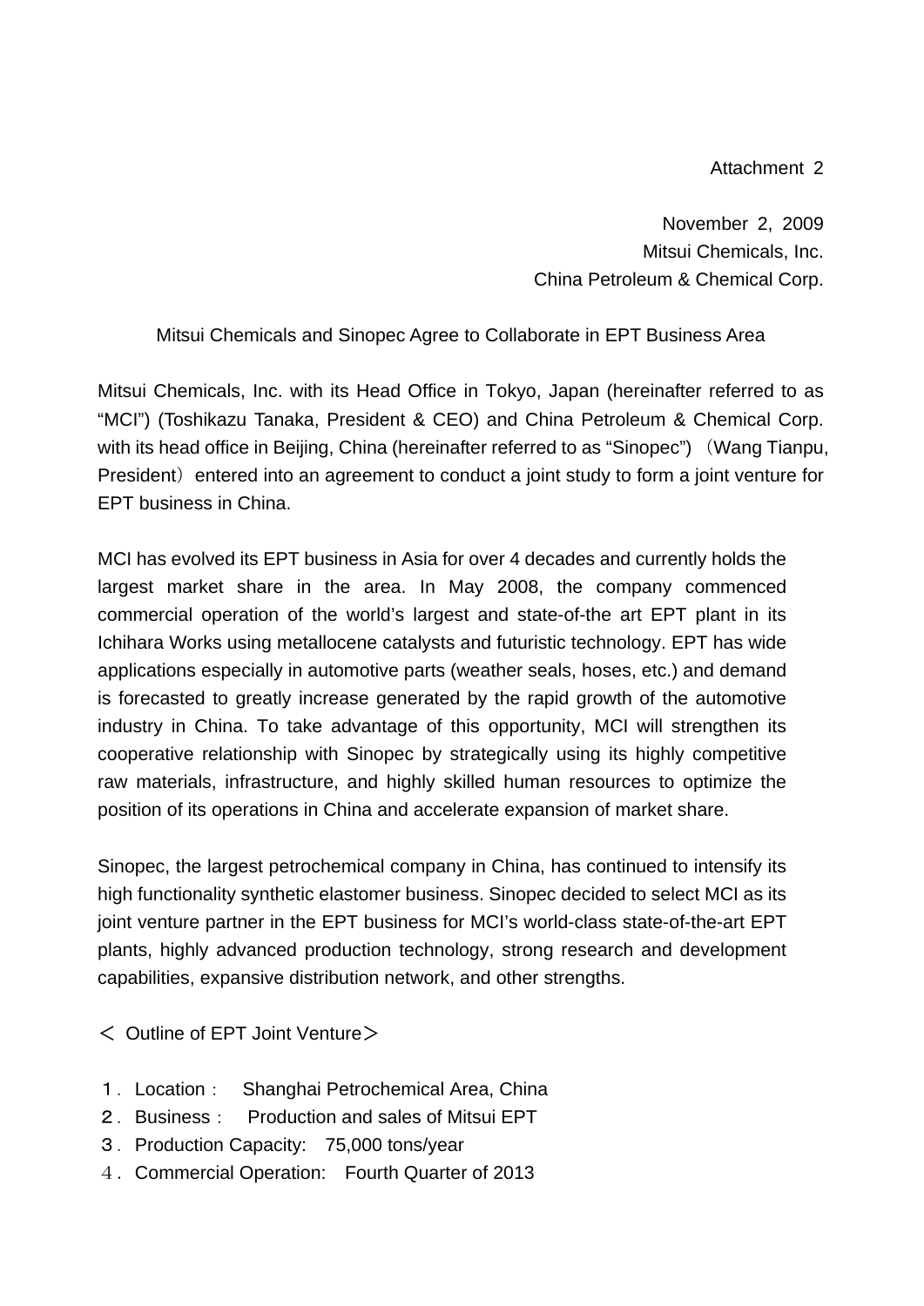Attachment 2

November 2, 2009
Mitsui Chemicals, Inc.
China Petroleum & Chemical Corp.

## Mitsui Chemicals and Sinopec Agree to Collaborate in EPT Business Area

Mitsui Chemicals, Inc. with its Head Office in Tokyo, Japan (hereinafter referred to as “MCI”) (Toshikazu Tanaka, President & CEO) and China Petroleum & Chemical Corp. with its head office in Beijing, China (hereinafter referred to as “Sinopec”) （Wang Tianpu, President）entered into an agreement to conduct a joint study to form a joint venture for EPT business in China.

MCI has evolved its EPT business in Asia for over 4 decades and currently holds the largest market share in the area. In May 2008, the company commenced commercial operation of the world’s largest and state-of-the art EPT plant in its Ichihara Works using metallocene catalysts and futuristic technology. EPT has wide applications especially in automotive parts (weather seals, hoses, etc.) and demand is forecasted to greatly increase generated by the rapid growth of the automotive industry in China. To take advantage of this opportunity, MCI will strengthen its cooperative relationship with Sinopec by strategically using its highly competitive raw materials, infrastructure, and highly skilled human resources to optimize the position of its operations in China and accelerate expansion of market share.

Sinopec, the largest petrochemical company in China, has continued to intensify its high functionality synthetic elastomer business. Sinopec decided to select MCI as its joint venture partner in the EPT business for MCI’s world-class state-of-the-art EPT plants, highly advanced production technology, strong research and development capabilities, expansive distribution network, and other strengths.

＜ Outline of EPT Joint Venture＞

１. Location： Shanghai Petrochemical Area, China
２. Business： Production and sales of Mitsui EPT
３. Production Capacity: 75,000 tons/year
４. Commercial Operation: Fourth Quarter of 2013